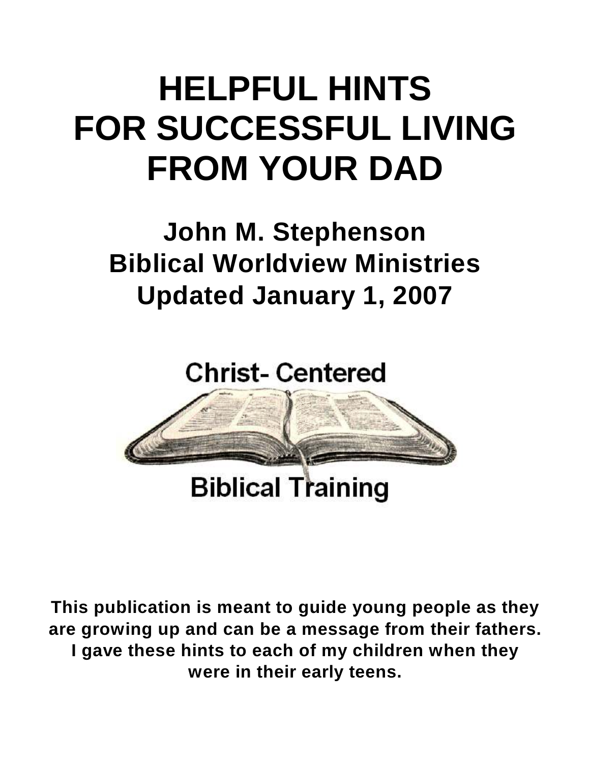# HELPFUL HINTS FOR SUCCESSFUL LIVING FROM YOUR DAD

## John M. Stephenson
## Biblical Worldview Ministries
## Updated January 1, 2007

Christ- Centered

Biblical Training

**This publication is meant to guide young people as they are growing up and can be a message from their fathers. I gave these hints to each of my children when they were in their early teens.**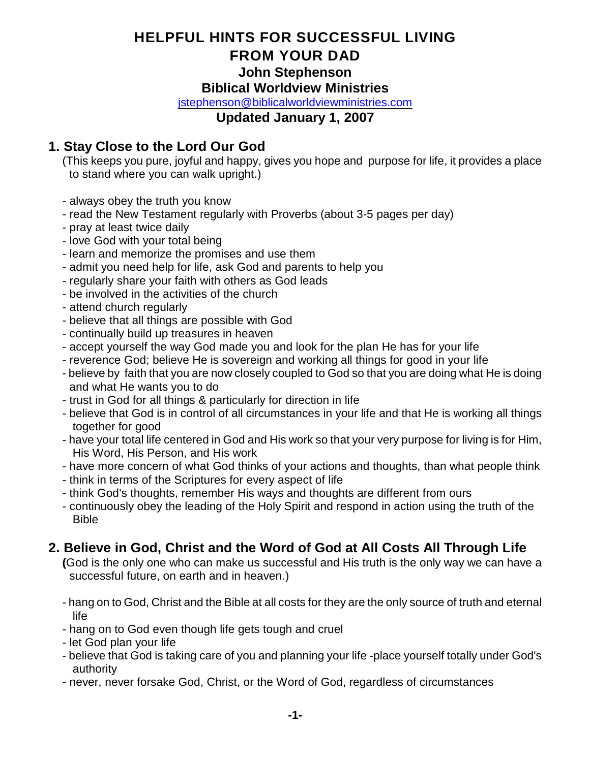# HELPFUL HINTS FOR SUCCESSFUL LIVING FROM YOUR DAD

**John Stephenson**

**Biblical Worldview Ministries**

jstephenson@biblicalworldviewministries.com

**Updated January 1, 2007**

## 1. Stay Close to the Lord Our God

(This keeps you pure, joyful and happy, gives you hope and purpose for life, it provides a place to stand where you can walk upright.)

- always obey the truth you know
- read the New Testament regularly with Proverbs (about 3-5 pages per day)
- pray at least twice daily
- love God with your total being
- learn and memorize the promises and use them
- admit you need help for life, ask God and parents to help you
- regularly share your faith with others as God leads
- be involved in the activities of the church
- attend church regularly
- believe that all things are possible with God
- continually build up treasures in heaven
- accept yourself the way God made you and look for the plan He has for your life
- reverence God; believe He is sovereign and working all things for good in your life
- believe by faith that you are now closely coupled to God so that you are doing what He is doing and what He wants you to do
- trust in God for all things & particularly for direction in life
- believe that God is in control of all circumstances in your life and that He is working all things together for good
- have your total life centered in God and His work so that your very purpose for living is for Him, His Word, His Person, and His work
- have more concern of what God thinks of your actions and thoughts, than what people think
- think in terms of the Scriptures for every aspect of life
- think God's thoughts, remember His ways and thoughts are different from ours
- continuously obey the leading of the Holy Spirit and respond in action using the truth of the Bible

## 2. Believe in God, Christ and the Word of God at All Costs All Through Life

**(**God is the only one who can make us successful and His truth is the only way we can have a successful future, on earth and in heaven.)

- hang on to God, Christ and the Bible at all costs for they are the only source of truth and eternal life
- hang on to God even though life gets tough and cruel
- let God plan your life
- believe that God is taking care of you and planning your life -place yourself totally under God's authority
- never, never forsake God, Christ, or the Word of God, regardless of circumstances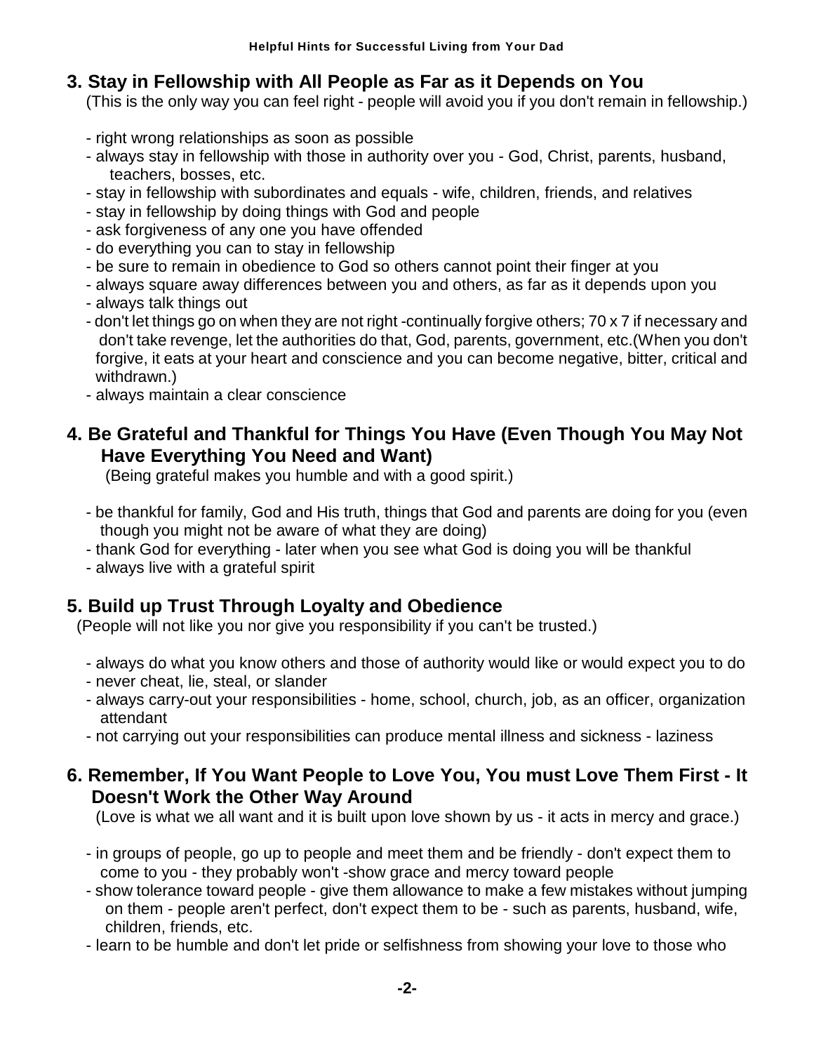## 3. Stay in Fellowship with All People as Far as it Depends on You

(This is the only way you can feel right - people will avoid you if you don't remain in fellowship.)

- right wrong relationships as soon as possible
- always stay in fellowship with those in authority over you - God, Christ, parents, husband, teachers, bosses, etc.
- stay in fellowship with subordinates and equals - wife, children, friends, and relatives
- stay in fellowship by doing things with God and people
- ask forgiveness of any one you have offended
- do everything you can to stay in fellowship
- be sure to remain in obedience to God so others cannot point their finger at you
- always square away differences between you and others, as far as it depends upon you
- always talk things out
- don't let things go on when they are not right -continually forgive others; 70 x 7 if necessary and don't take revenge, let the authorities do that, God, parents, government, etc.(When you don't forgive, it eats at your heart and conscience and you can become negative, bitter, critical and withdrawn.)
- always maintain a clear conscience

## 4. Be Grateful and Thankful for Things You Have (Even Though You May Not Have Everything You Need and Want)

(Being grateful makes you humble and with a good spirit.)

- be thankful for family, God and His truth, things that God and parents are doing for you (even though you might not be aware of what they are doing)
- thank God for everything - later when you see what God is doing you will be thankful
- always live with a grateful spirit

## 5. Build up Trust Through Loyalty and Obedience

(People will not like you nor give you responsibility if you can't be trusted.)

- always do what you know others and those of authority would like or would expect you to do
- never cheat, lie, steal, or slander
- always carry-out your responsibilities - home, school, church, job, as an officer, organization attendant
- not carrying out your responsibilities can produce mental illness and sickness - laziness

## 6. Remember, If You Want People to Love You, You must Love Them First - It Doesn't Work the Other Way Around

(Love is what we all want and it is built upon love shown by us - it acts in mercy and grace.)

- in groups of people, go up to people and meet them and be friendly - don't expect them to come to you - they probably won't -show grace and mercy toward people
- show tolerance toward people - give them allowance to make a few mistakes without jumping on them - people aren't perfect, don't expect them to be - such as parents, husband, wife, children, friends, etc.
- learn to be humble and don't let pride or selfishness from showing your love to those who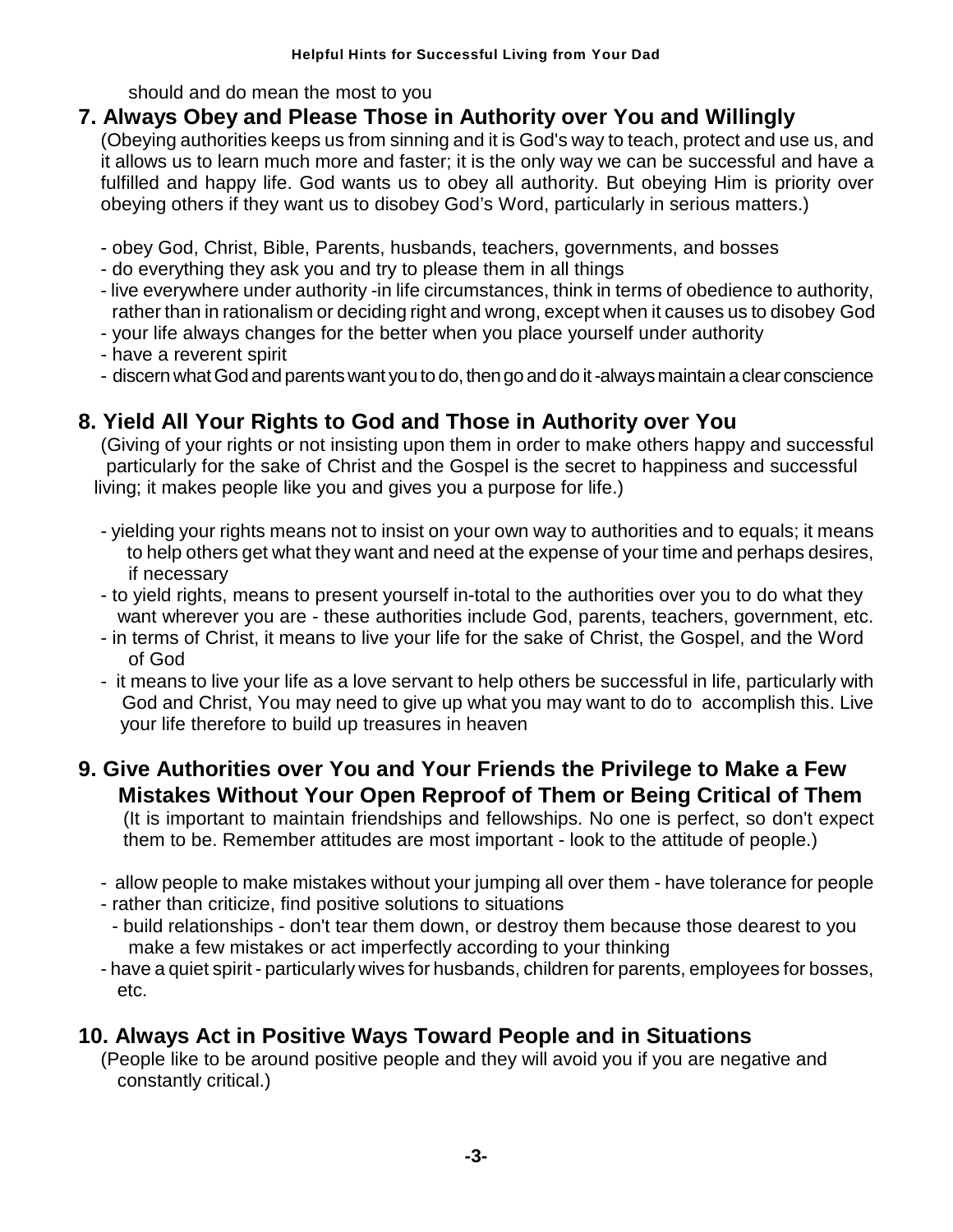should and do mean the most to you

## 7. Always Obey and Please Those in Authority over You and Willingly

(Obeying authorities keeps us from sinning and it is God's way to teach, protect and use us, and it allows us to learn much more and faster; it is the only way we can be successful and have a fulfilled and happy life. God wants us to obey all authority. But obeying Him is priority over obeying others if they want us to disobey God's Word, particularly in serious matters.)

- obey God, Christ, Bible, Parents, husbands, teachers, governments, and bosses
- do everything they ask you and try to please them in all things
- live everywhere under authority -in life circumstances, think in terms of obedience to authority, rather than in rationalism or deciding right and wrong, except when it causes us to disobey God
- your life always changes for the better when you place yourself under authority
- have a reverent spirit
- discern what God and parents want you to do, then go and do it -always maintain a clear conscience

## 8. Yield All Your Rights to God and Those in Authority over You

(Giving of your rights or not insisting upon them in order to make others happy and successful particularly for the sake of Christ and the Gospel is the secret to happiness and successful living; it makes people like you and gives you a purpose for life.)

- yielding your rights means not to insist on your own way to authorities and to equals; it means to help others get what they want and need at the expense of your time and perhaps desires, if necessary
- to yield rights, means to present yourself in-total to the authorities over you to do what they want wherever you are - these authorities include God, parents, teachers, government, etc.
- in terms of Christ, it means to live your life for the sake of Christ, the Gospel, and the Word of God
- it means to live your life as a love servant to help others be successful in life, particularly with God and Christ, You may need to give up what you may want to do to accomplish this. Live your life therefore to build up treasures in heaven

## 9. Give Authorities over You and Your Friends the Privilege to Make a Few Mistakes Without Your Open Reproof of Them or Being Critical of Them

(It is important to maintain friendships and fellowships. No one is perfect, so don't expect them to be. Remember attitudes are most important - look to the attitude of people.)

- allow people to make mistakes without your jumping all over them - have tolerance for people
- rather than criticize, find positive solutions to situations
- build relationships - don't tear them down, or destroy them because those dearest to you make a few mistakes or act imperfectly according to your thinking
- have a quiet spirit - particularly wives for husbands, children for parents, employees for bosses, etc.

## 10. Always Act in Positive Ways Toward People and in Situations

(People like to be around positive people and they will avoid you if you are negative and constantly critical.)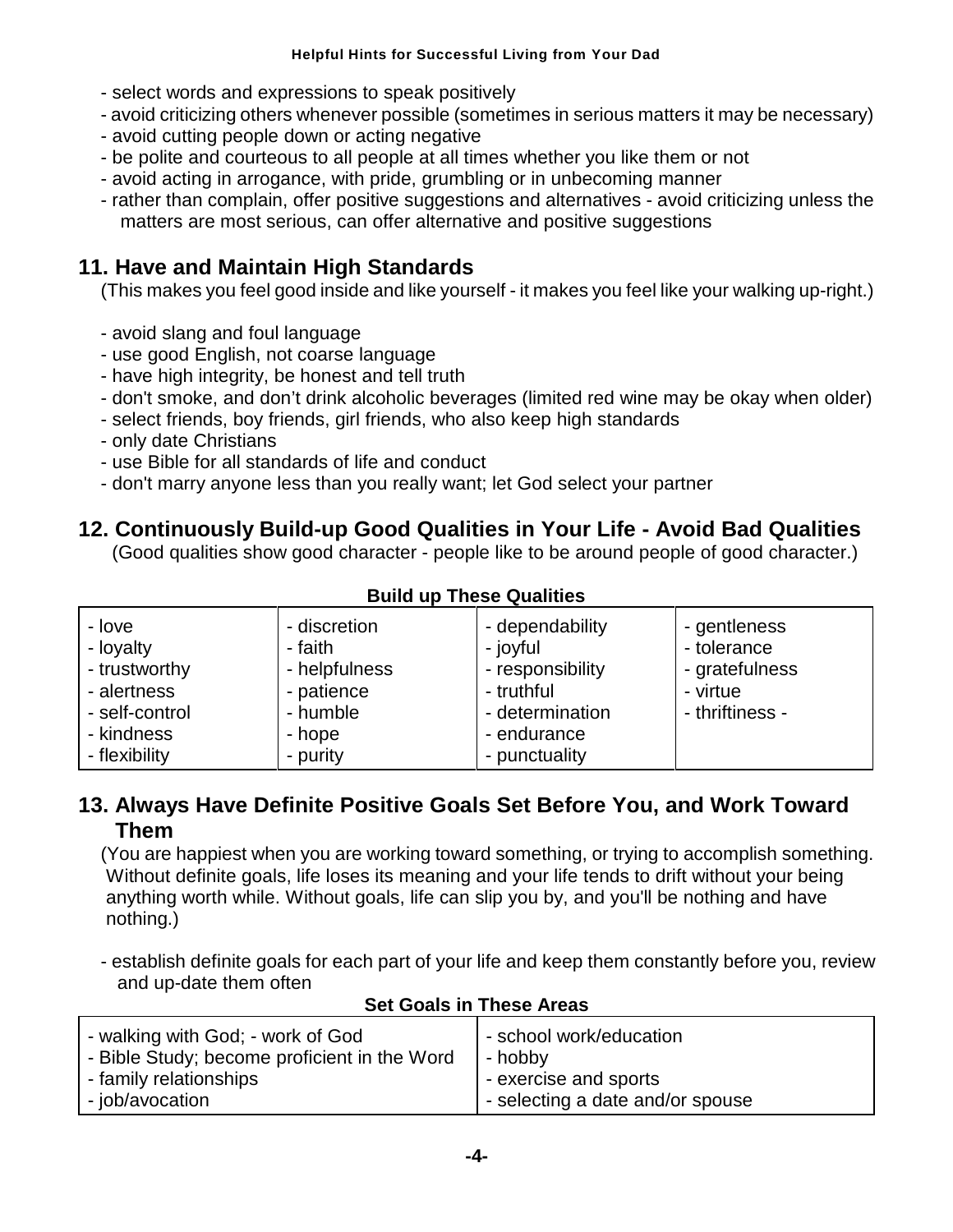- select words and expressions to speak positively
- avoid criticizing others whenever possible (sometimes in serious matters it may be necessary)
- avoid cutting people down or acting negative
- be polite and courteous to all people at all times whether you like them or not
- avoid acting in arrogance, with pride, grumbling or in unbecoming manner
- rather than complain, offer positive suggestions and alternatives - avoid criticizing unless the matters are most serious, can offer alternative and positive suggestions

## 11. Have and Maintain High Standards

(This makes you feel good inside and like yourself - it makes you feel like your walking up-right.)

- avoid slang and foul language
- use good English, not coarse language
- have high integrity, be honest and tell truth
- don't smoke, and don't drink alcoholic beverages (limited red wine may be okay when older)
- select friends, boy friends, girl friends, who also keep high standards
- only date Christians
- use Bible for all standards of life and conduct
- don't marry anyone less than you really want; let God select your partner

## 12. Continuously Build-up Good Qualities in Your Life - Avoid Bad Qualities

(Good qualities show good character - people like to be around people of good character.)

**Build up These Qualities**

| | | | |
|---|---|---|---|
| - love | - discretion | - dependability | - gentleness |
| - loyalty | - faith | - joyful | - tolerance |
| - trustworthy | - helpfulness | - responsibility | - gratefulness |
| - alertness | - patience | - truthful | - virtue |
| - self-control | - humble | - determination | - thriftiness - |
| - kindness | - hope | - endurance | |
| - flexibility | - purity | - punctuality | |

## 13. Always Have Definite Positive Goals Set Before You, and Work Toward Them

(You are happiest when you are working toward something, or trying to accomplish something. Without definite goals, life loses its meaning and your life tends to drift without your being anything worth while. Without goals, life can slip you by, and you'll be nothing and have nothing.)

- establish definite goals for each part of your life and keep them constantly before you, review and up-date them often

**Set Goals in These Areas**

| | |
|---|---|
| - walking with God; - work of God | - school work/education |
| - Bible Study; become proficient in the Word | - hobby |
| - family relationships | - exercise and sports |
| - job/avocation | - selecting a date and/or spouse |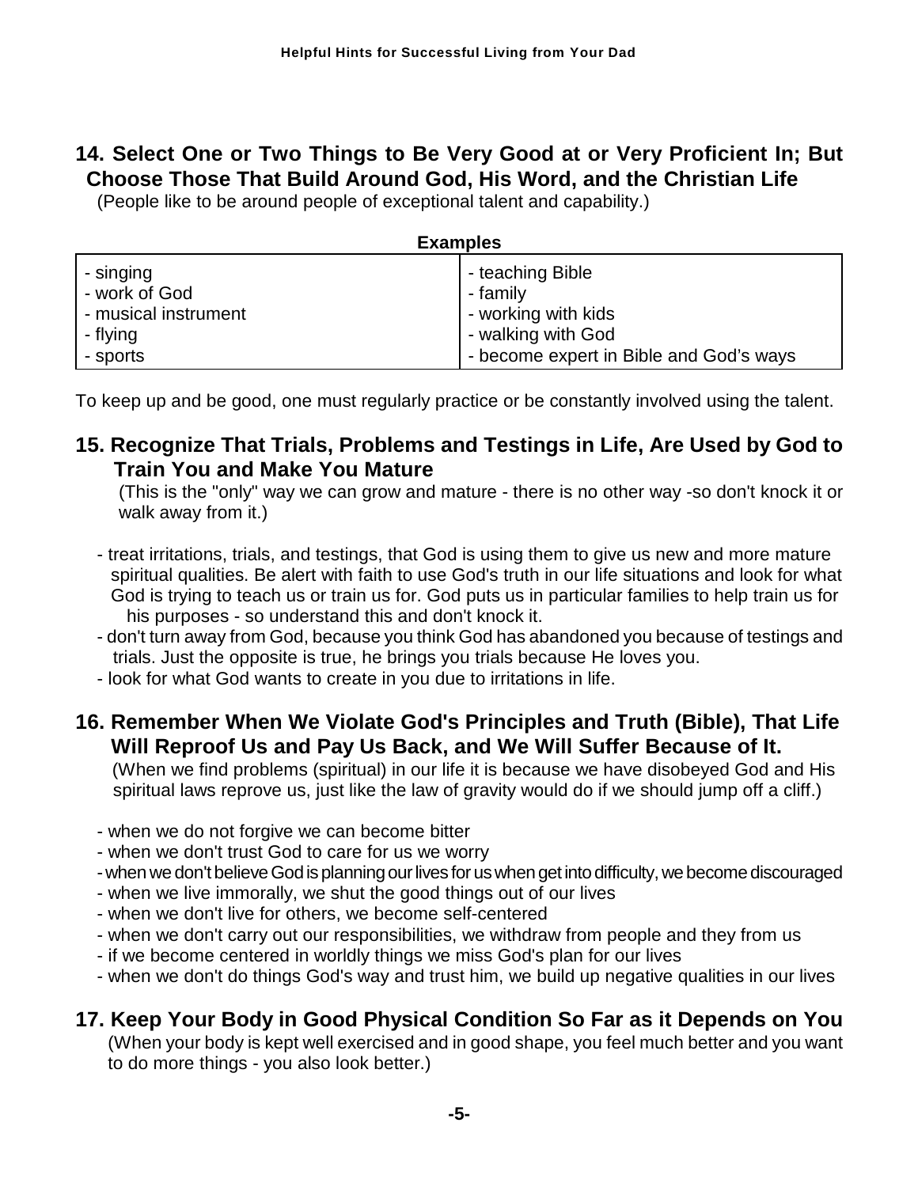## 14. Select One or Two Things to Be Very Good at or Very Proficient In; But Choose Those That Build Around God, His Word, and the Christian Life

(People like to be around people of exceptional talent and capability.)

**Examples**

| | |
|---|---|
| - singing | - teaching Bible |
| - work of God | - family |
| - musical instrument | - working with kids |
| - flying | - walking with God |
| - sports | - become expert in Bible and God's ways |

To keep up and be good, one must regularly practice or be constantly involved using the talent.

## 15. Recognize That Trials, Problems and Testings in Life, Are Used by God to Train You and Make You Mature

(This is the "only" way we can grow and mature - there is no other way -so don't knock it or walk away from it.)

- treat irritations, trials, and testings, that God is using them to give us new and more mature spiritual qualities. Be alert with faith to use God's truth in our life situations and look for what God is trying to teach us or train us for. God puts us in particular families to help train us for his purposes - so understand this and don't knock it.
- don't turn away from God, because you think God has abandoned you because of testings and trials. Just the opposite is true, he brings you trials because He loves you.
- look for what God wants to create in you due to irritations in life.

## 16. Remember When We Violate God's Principles and Truth (Bible), That Life Will Reproof Us and Pay Us Back, and We Will Suffer Because of It.

(When we find problems (spiritual) in our life it is because we have disobeyed God and His spiritual laws reprove us, just like the law of gravity would do if we should jump off a cliff.)

- when we do not forgive we can become bitter
- when we don't trust God to care for us we worry
- when we don't believe God is planning our lives for us when get into difficulty, we become discouraged
- when we live immorally, we shut the good things out of our lives
- when we don't live for others, we become self-centered
- when we don't carry out our responsibilities, we withdraw from people and they from us
- if we become centered in worldly things we miss God's plan for our lives
- when we don't do things God's way and trust him, we build up negative qualities in our lives

## 17. Keep Your Body in Good Physical Condition So Far as it Depends on You

(When your body is kept well exercised and in good shape, you feel much better and you want to do more things - you also look better.)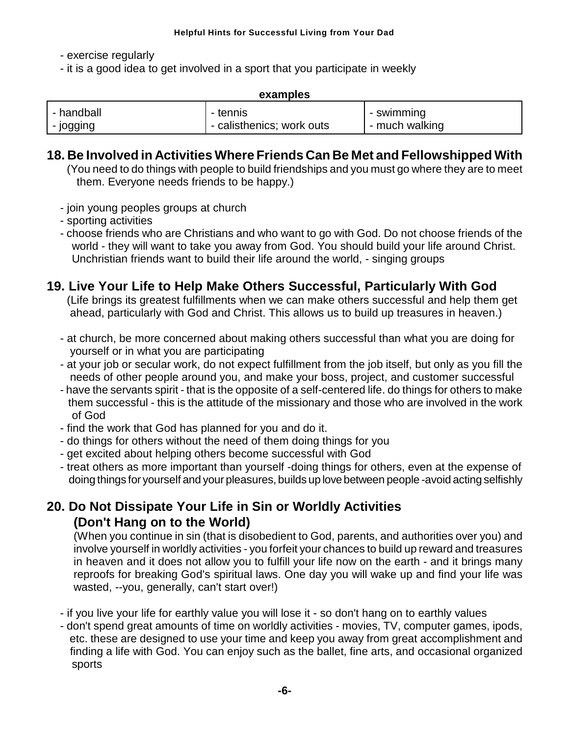- exercise regularly
- it is a good idea to get involved in a sport that you participate in weekly

**examples**

| | | |
|---|---|---|
| - handball<br>- jogging | - tennis<br>- calisthenics; work outs | - swimming<br>- much walking |

## 18. Be Involved in Activities Where Friends Can Be Met and Fellowshipped With

(You need to do things with people to build friendships and you must go where they are to meet them. Everyone needs friends to be happy.)

- join young peoples groups at church
- sporting activities
- choose friends who are Christians and who want to go with God. Do not choose friends of the world - they will want to take you away from God. You should build your life around Christ. Unchristian friends want to build their life around the world, - singing groups

## 19. Live Your Life to Help Make Others Successful, Particularly With God

(Life brings its greatest fulfillments when we can make others successful and help them get ahead, particularly with God and Christ. This allows us to build up treasures in heaven.)

- at church, be more concerned about making others successful than what you are doing for yourself or in what you are participating
- at your job or secular work, do not expect fulfillment from the job itself, but only as you fill the needs of other people around you, and make your boss, project, and customer successful
- have the servants spirit - that is the opposite of a self-centered life. do things for others to make them successful - this is the attitude of the missionary and those who are involved in the work of God
- find the work that God has planned for you and do it.
- do things for others without the need of them doing things for you
- get excited about helping others become successful with God
- treat others as more important than yourself -doing things for others, even at the expense of doing things for yourself and your pleasures, builds up love between people -avoid acting selfishly

## 20. Do Not Dissipate Your Life in Sin or Worldly Activities (Don't Hang on to the World)

(When you continue in sin (that is disobedient to God, parents, and authorities over you) and involve yourself in worldly activities - you forfeit your chances to build up reward and treasures in heaven and it does not allow you to fulfill your life now on the earth - and it brings many reproofs for breaking God's spiritual laws. One day you will wake up and find your life was wasted, --you, generally, can't start over!)

- if you live your life for earthly value you will lose it - so don't hang on to earthly values
- don't spend great amounts of time on worldly activities - movies, TV, computer games, ipods, etc. these are designed to use your time and keep you away from great accomplishment and finding a life with God. You can enjoy such as the ballet, fine arts, and occasional organized sports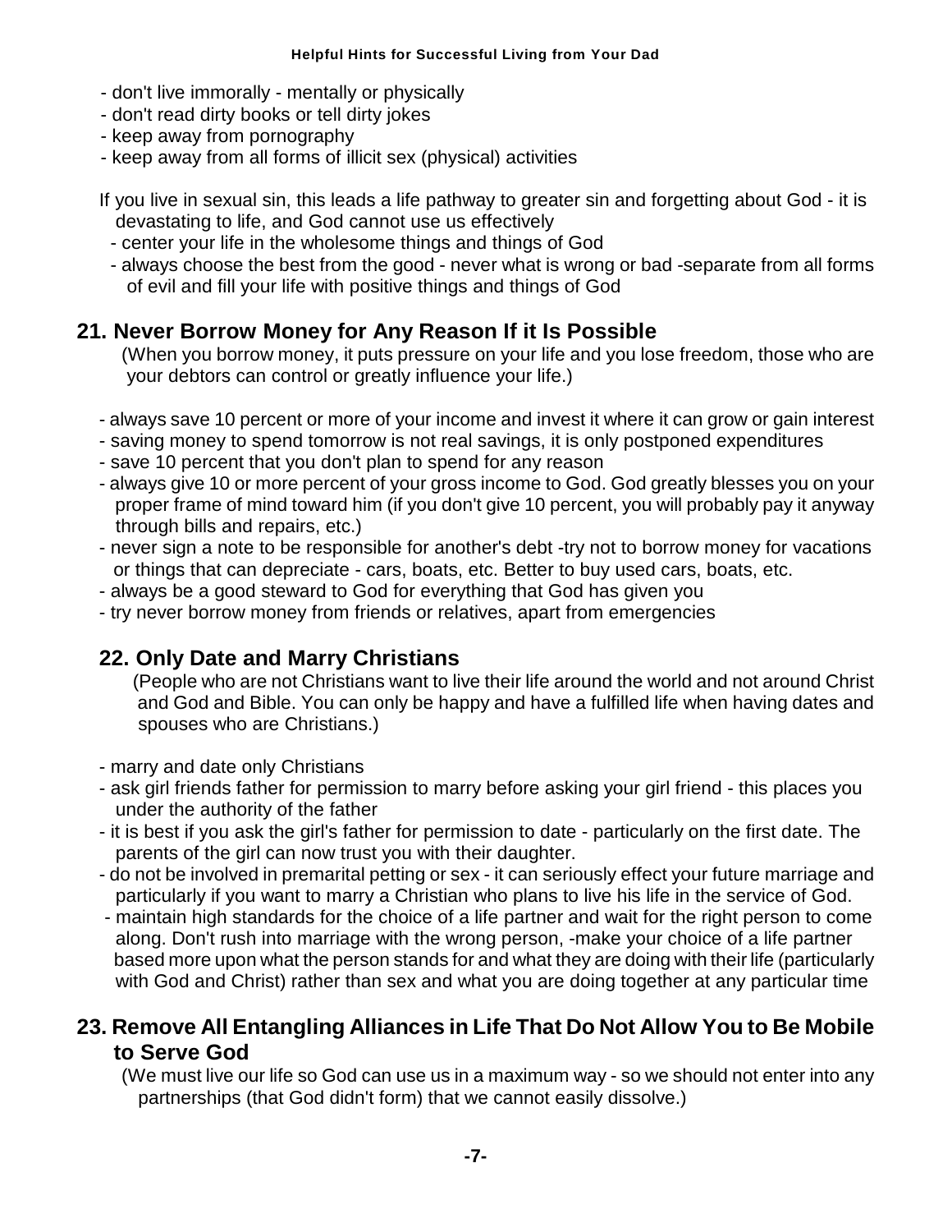- don't live immorally - mentally or physically
- don't read dirty books or tell dirty jokes
- keep away from pornography
- keep away from all forms of illicit sex (physical) activities

If you live in sexual sin, this leads a life pathway to greater sin and forgetting about God - it is devastating to life, and God cannot use us effectively

- center your life in the wholesome things and things of God
- always choose the best from the good - never what is wrong or bad -separate from all forms of evil and fill your life with positive things and things of God

## 21. Never Borrow Money for Any Reason If it Is Possible

(When you borrow money, it puts pressure on your life and you lose freedom, those who are your debtors can control or greatly influence your life.)

- always save 10 percent or more of your income and invest it where it can grow or gain interest
- saving money to spend tomorrow is not real savings, it is only postponed expenditures
- save 10 percent that you don't plan to spend for any reason
- always give 10 or more percent of your gross income to God. God greatly blesses you on your proper frame of mind toward him (if you don't give 10 percent, you will probably pay it anyway through bills and repairs, etc.)
- never sign a note to be responsible for another's debt -try not to borrow money for vacations or things that can depreciate - cars, boats, etc. Better to buy used cars, boats, etc.
- always be a good steward to God for everything that God has given you
- try never borrow money from friends or relatives, apart from emergencies

## 22. Only Date and Marry Christians

(People who are not Christians want to live their life around the world and not around Christ and God and Bible. You can only be happy and have a fulfilled life when having dates and spouses who are Christians.)

- marry and date only Christians
- ask girl friends father for permission to marry before asking your girl friend - this places you under the authority of the father
- it is best if you ask the girl's father for permission to date - particularly on the first date. The parents of the girl can now trust you with their daughter.
- do not be involved in premarital petting or sex - it can seriously effect your future marriage and particularly if you want to marry a Christian who plans to live his life in the service of God.
- maintain high standards for the choice of a life partner and wait for the right person to come along. Don't rush into marriage with the wrong person, -make your choice of a life partner based more upon what the person stands for and what they are doing with their life (particularly with God and Christ) rather than sex and what you are doing together at any particular time

## 23. Remove All Entangling Alliances in Life That Do Not Allow You to Be Mobile to Serve God

(We must live our life so God can use us in a maximum way - so we should not enter into any partnerships (that God didn't form) that we cannot easily dissolve.)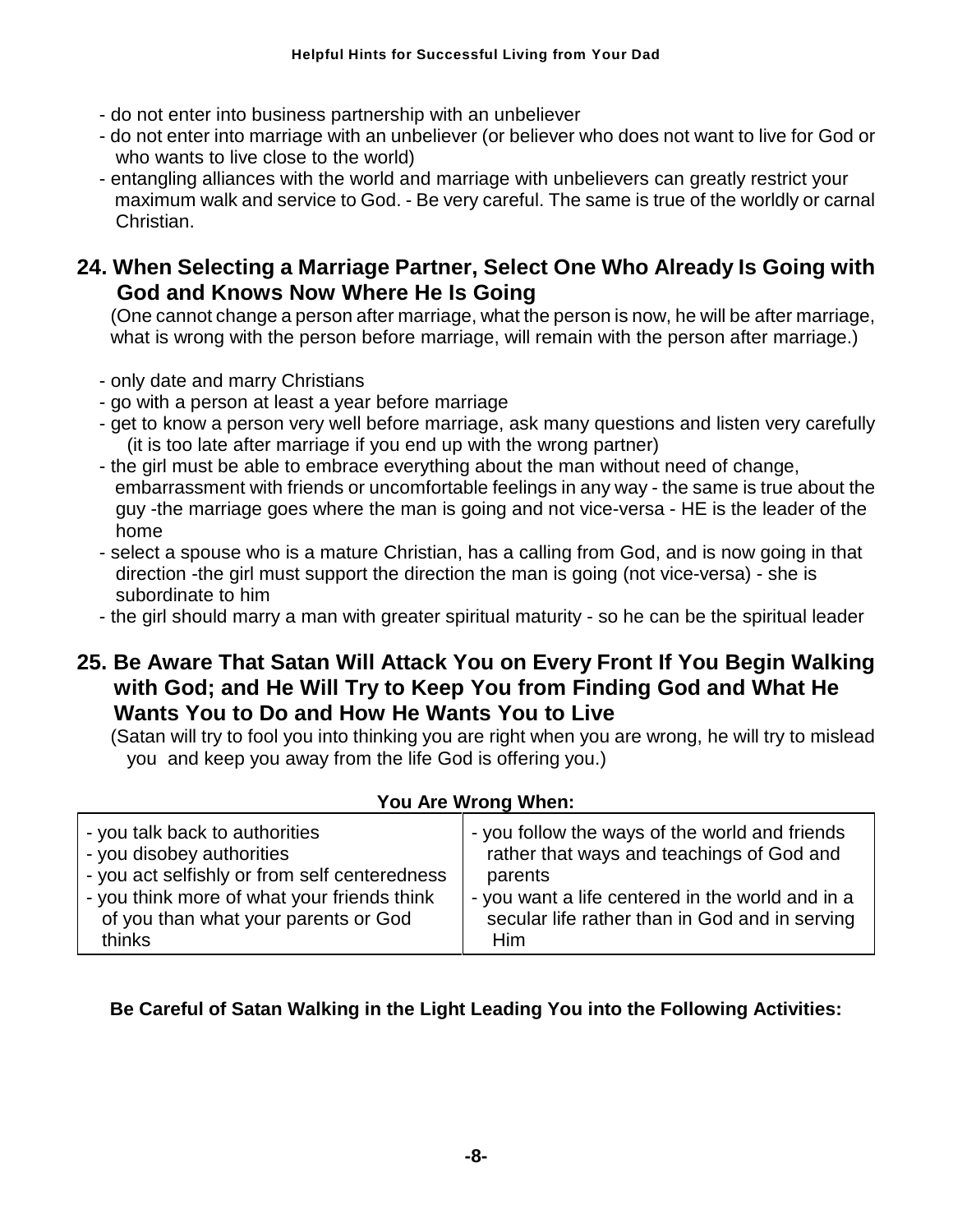- do not enter into business partnership with an unbeliever
- do not enter into marriage with an unbeliever (or believer who does not want to live for God or who wants to live close to the world)
- entangling alliances with the world and marriage with unbelievers can greatly restrict your maximum walk and service to God. - Be very careful. The same is true of the worldly or carnal Christian.

## 24. When Selecting a Marriage Partner, Select One Who Already Is Going with God and Knows Now Where He Is Going

(One cannot change a person after marriage, what the person is now, he will be after marriage, what is wrong with the person before marriage, will remain with the person after marriage.)

- only date and marry Christians
- go with a person at least a year before marriage
- get to know a person very well before marriage, ask many questions and listen very carefully (it is too late after marriage if you end up with the wrong partner)
- the girl must be able to embrace everything about the man without need of change, embarrassment with friends or uncomfortable feelings in any way - the same is true about the guy -the marriage goes where the man is going and not vice-versa - HE is the leader of the home
- select a spouse who is a mature Christian, has a calling from God, and is now going in that direction -the girl must support the direction the man is going (not vice-versa) - she is subordinate to him
- the girl should marry a man with greater spiritual maturity - so he can be the spiritual leader

## 25. Be Aware That Satan Will Attack You on Every Front If You Begin Walking with God; and He Will Try to Keep You from Finding God and What He Wants You to Do and How He Wants You to Live

(Satan will try to fool you into thinking you are right when you are wrong, he will try to mislead you and keep you away from the life God is offering you.)

**You Are Wrong When:**

| | |
|---|---|
| - you talk back to authorities<br>- you disobey authorities<br>- you act selfishly or from self centeredness<br>- you think more of what your friends think of you than what your parents or God thinks | - you follow the ways of the world and friends rather that ways and teachings of God and parents<br>- you want a life centered in the world and in a secular life rather than in God and in serving Him |

**Be Careful of Satan Walking in the Light Leading You into the Following Activities:**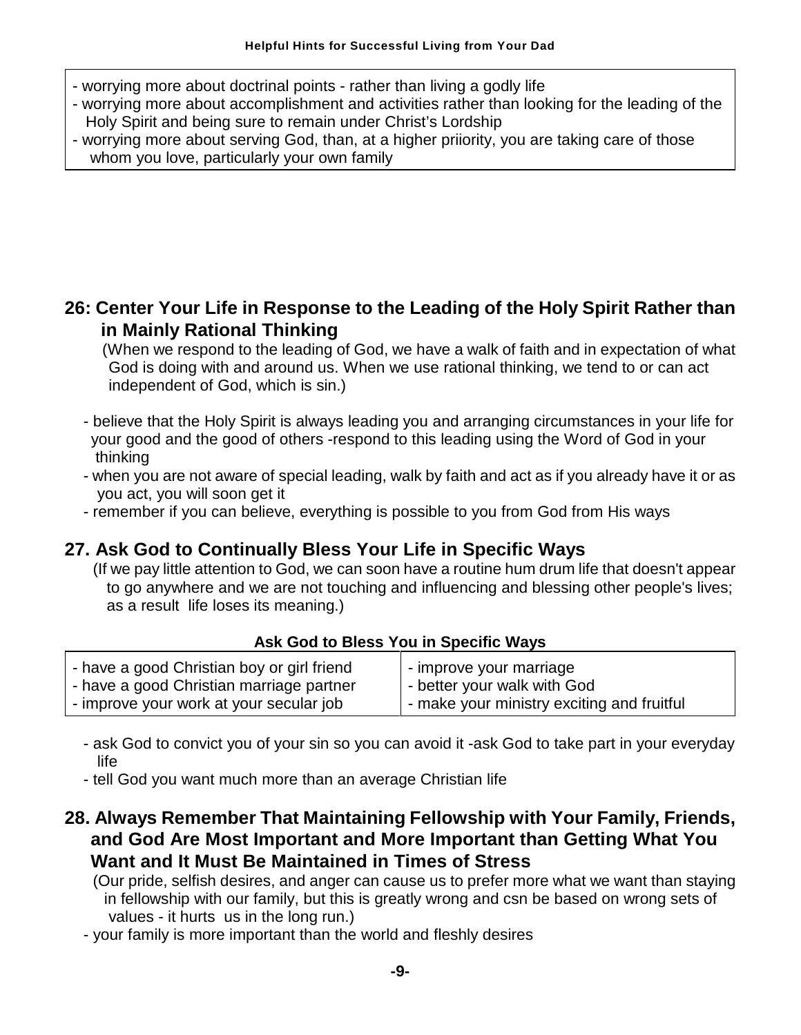- worrying more about doctrinal points - rather than living a godly life
- worrying more about accomplishment and activities rather than looking for the leading of the Holy Spirit and being sure to remain under Christ's Lordship
- worrying more about serving God, than, at a higher priiority, you are taking care of those whom you love, particularly your own family

## 26: Center Your Life in Response to the Leading of the Holy Spirit Rather than in Mainly Rational Thinking

(When we respond to the leading of God, we have a walk of faith and in expectation of what God is doing with and around us. When we use rational thinking, we tend to or can act independent of God, which is sin.)

- believe that the Holy Spirit is always leading you and arranging circumstances in your life for your good and the good of others -respond to this leading using the Word of God in your thinking
- when you are not aware of special leading, walk by faith and act as if you already have it or as you act, you will soon get it
- remember if you can believe, everything is possible to you from God from His ways

## 27. Ask God to Continually Bless Your Life in Specific Ways

(If we pay little attention to God, we can soon have a routine hum drum life that doesn't appear to go anywhere and we are not touching and influencing and blessing other people's lives; as a result life loses its meaning.)

**Ask God to Bless You in Specific Ways**

| | |
|---|---|
| - have a good Christian boy or girl friend | - improve your marriage |
| - have a good Christian marriage partner | - better your walk with God |
| - improve your work at your secular job | - make your ministry exciting and fruitful |

- ask God to convict you of your sin so you can avoid it -ask God to take part in your everyday life
- tell God you want much more than an average Christian life

## 28. Always Remember That Maintaining Fellowship with Your Family, Friends, and God Are Most Important and More Important than Getting What You Want and It Must Be Maintained in Times of Stress

(Our pride, selfish desires, and anger can cause us to prefer more what we want than staying in fellowship with our family, but this is greatly wrong and csn be based on wrong sets of values - it hurts us in the long run.)

- your family is more important than the world and fleshly desires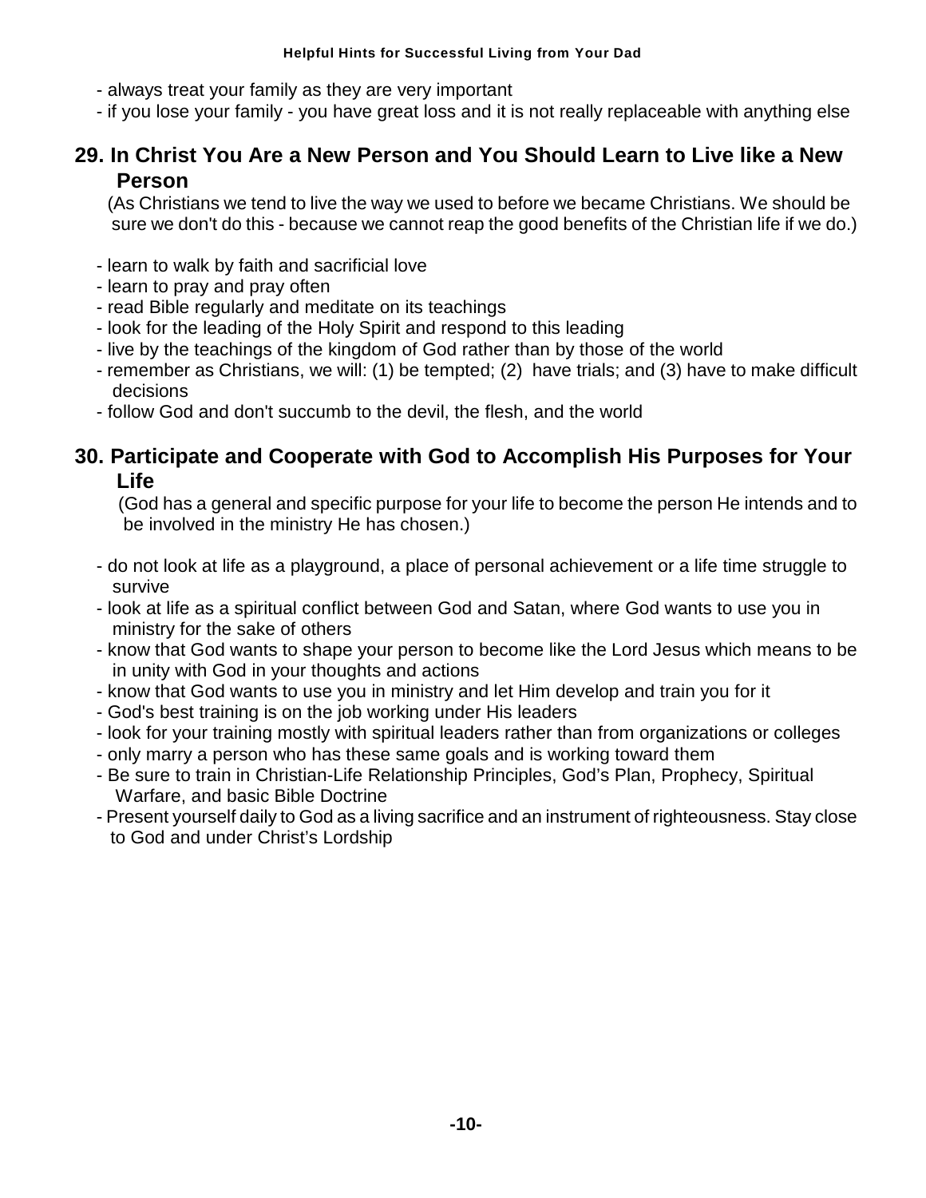- always treat your family as they are very important
- if you lose your family - you have great loss and it is not really replaceable with anything else

## 29. In Christ You Are a New Person and You Should Learn to Live like a New Person

(As Christians we tend to live the way we used to before we became Christians. We should be sure we don't do this - because we cannot reap the good benefits of the Christian life if we do.)

- learn to walk by faith and sacrificial love
- learn to pray and pray often
- read Bible regularly and meditate on its teachings
- look for the leading of the Holy Spirit and respond to this leading
- live by the teachings of the kingdom of God rather than by those of the world
- remember as Christians, we will: (1) be tempted; (2) have trials; and (3) have to make difficult decisions
- follow God and don't succumb to the devil, the flesh, and the world

## 30. Participate and Cooperate with God to Accomplish His Purposes for Your Life

(God has a general and specific purpose for your life to become the person He intends and to be involved in the ministry He has chosen.)

- do not look at life as a playground, a place of personal achievement or a life time struggle to survive
- look at life as a spiritual conflict between God and Satan, where God wants to use you in ministry for the sake of others
- know that God wants to shape your person to become like the Lord Jesus which means to be in unity with God in your thoughts and actions
- know that God wants to use you in ministry and let Him develop and train you for it
- God's best training is on the job working under His leaders
- look for your training mostly with spiritual leaders rather than from organizations or colleges
- only marry a person who has these same goals and is working toward them
- Be sure to train in Christian-Life Relationship Principles, God's Plan, Prophecy, Spiritual Warfare, and basic Bible Doctrine
- Present yourself daily to God as a living sacrifice and an instrument of righteousness. Stay close to God and under Christ's Lordship